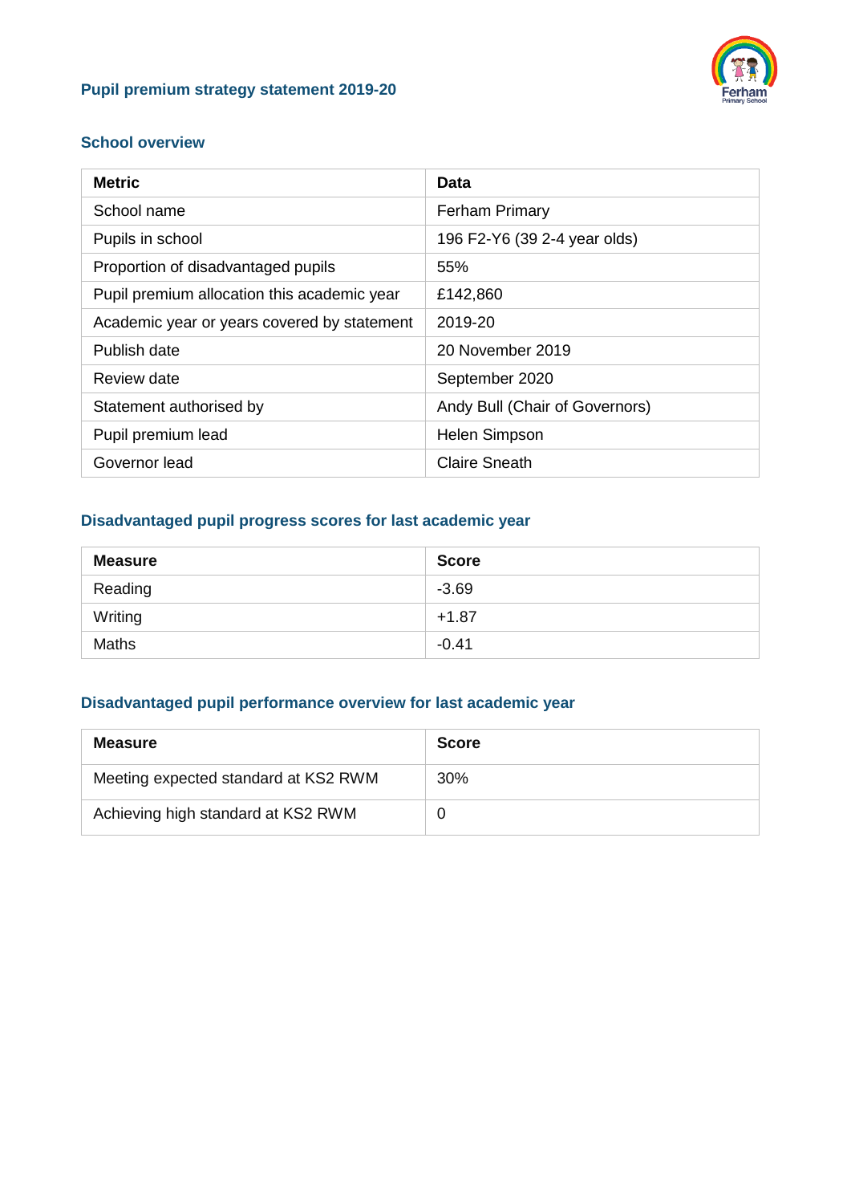# Pupil premium strategy statement 2019-20

## School overview

| Metric | Data |
|---|---|
| School name | Ferham Primary |
| Pupils in school | 196 F2-Y6 (39 2-4 year olds) |
| Proportion of disadvantaged pupils | 55% |
| Pupil premium allocation this academic year | £142,860 |
| Academic year or years covered by statement | 2019-20 |
| Publish date | 20 November 2019 |
| Review date | September 2020 |
| Statement authorised by | Andy Bull (Chair of Governors) |
| Pupil premium lead | Helen Simpson |
| Governor lead | Claire Sneath |

## Disadvantaged pupil progress scores for last academic year

| Measure | Score |
|---|---|
| Reading | -3.69 |
| Writing | +1.87 |
| Maths | -0.41 |

## Disadvantaged pupil performance overview for last academic year

| Measure | Score |
|---|---|
| Meeting expected standard at KS2 RWM | 30% |
| Achieving high standard at KS2 RWM | 0 |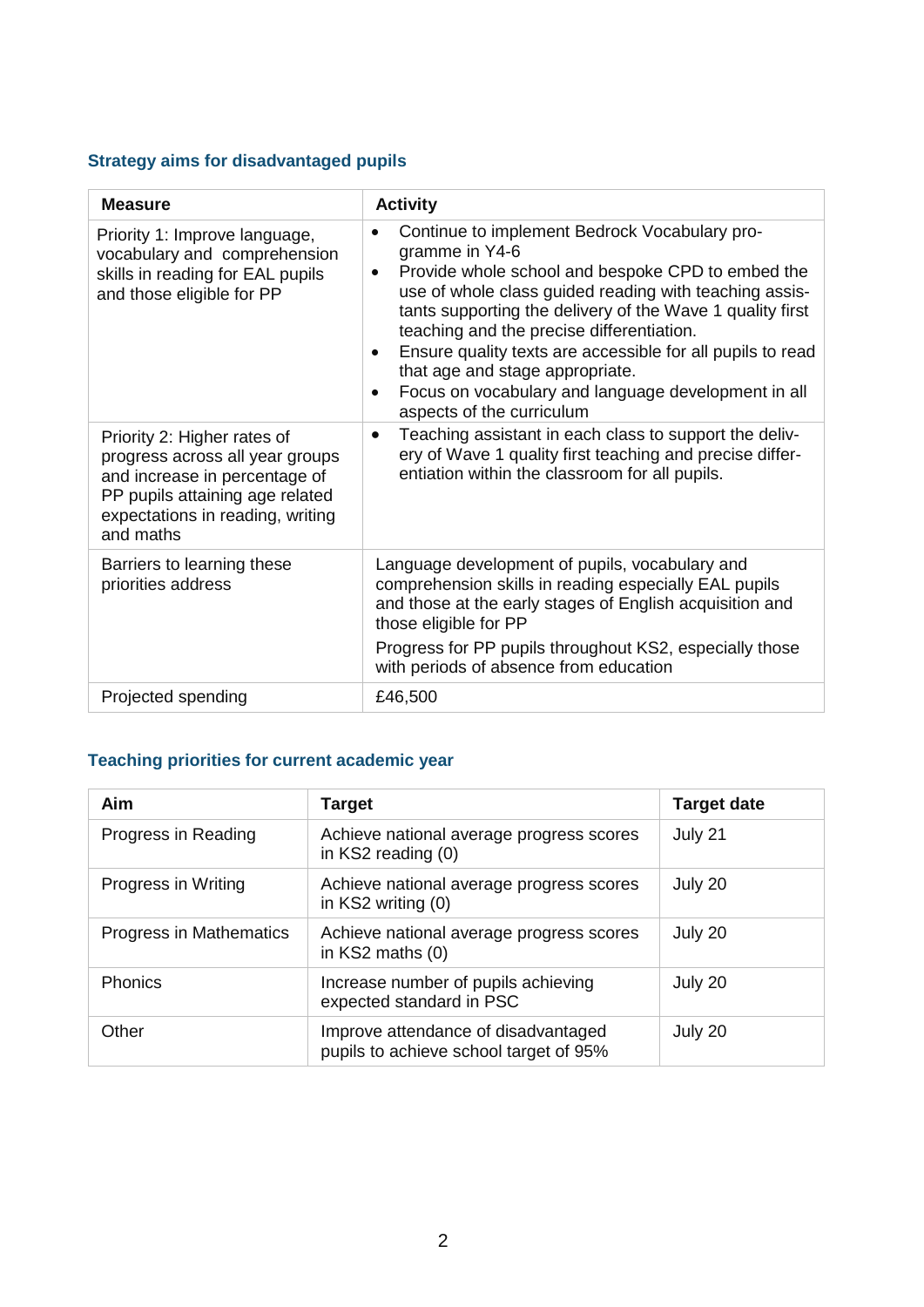## Strategy aims for disadvantaged pupils

| Measure | Activity |
|---|---|
| Priority 1: Improve language, vocabulary and comprehension skills in reading for EAL pupils and those eligible for PP | • Continue to implement Bedrock Vocabulary programme in Y4-6<br>• Provide whole school and bespoke CPD to embed the use of whole class guided reading with teaching assistants supporting the delivery of the Wave 1 quality first teaching and the precise differentiation.<br>• Ensure quality texts are accessible for all pupils to read that age and stage appropriate.<br>• Focus on vocabulary and language development in all aspects of the curriculum |
| Priority 2: Higher rates of progress across all year groups and increase in percentage of PP pupils attaining age related expectations in reading, writing and maths | • Teaching assistant in each class to support the delivery of Wave 1 quality first teaching and precise differentiation within the classroom for all pupils. |
| Barriers to learning these priorities address | Language development of pupils, vocabulary and comprehension skills in reading especially EAL pupils and those at the early stages of English acquisition and those eligible for PP<br><br>Progress for PP pupils throughout KS2, especially those with periods of absence from education |
| Projected spending | £46,500 |

## Teaching priorities for current academic year

| Aim | Target | Target date |
|---|---|---|
| Progress in Reading | Achieve national average progress scores in KS2 reading (0) | July 21 |
| Progress in Writing | Achieve national average progress scores in KS2 writing (0) | July 20 |
| Progress in Mathematics | Achieve national average progress scores in KS2 maths (0) | July 20 |
| Phonics | Increase number of pupils achieving expected standard in PSC | July 20 |
| Other | Improve attendance of disadvantaged pupils to achieve school target of 95% | July 20 |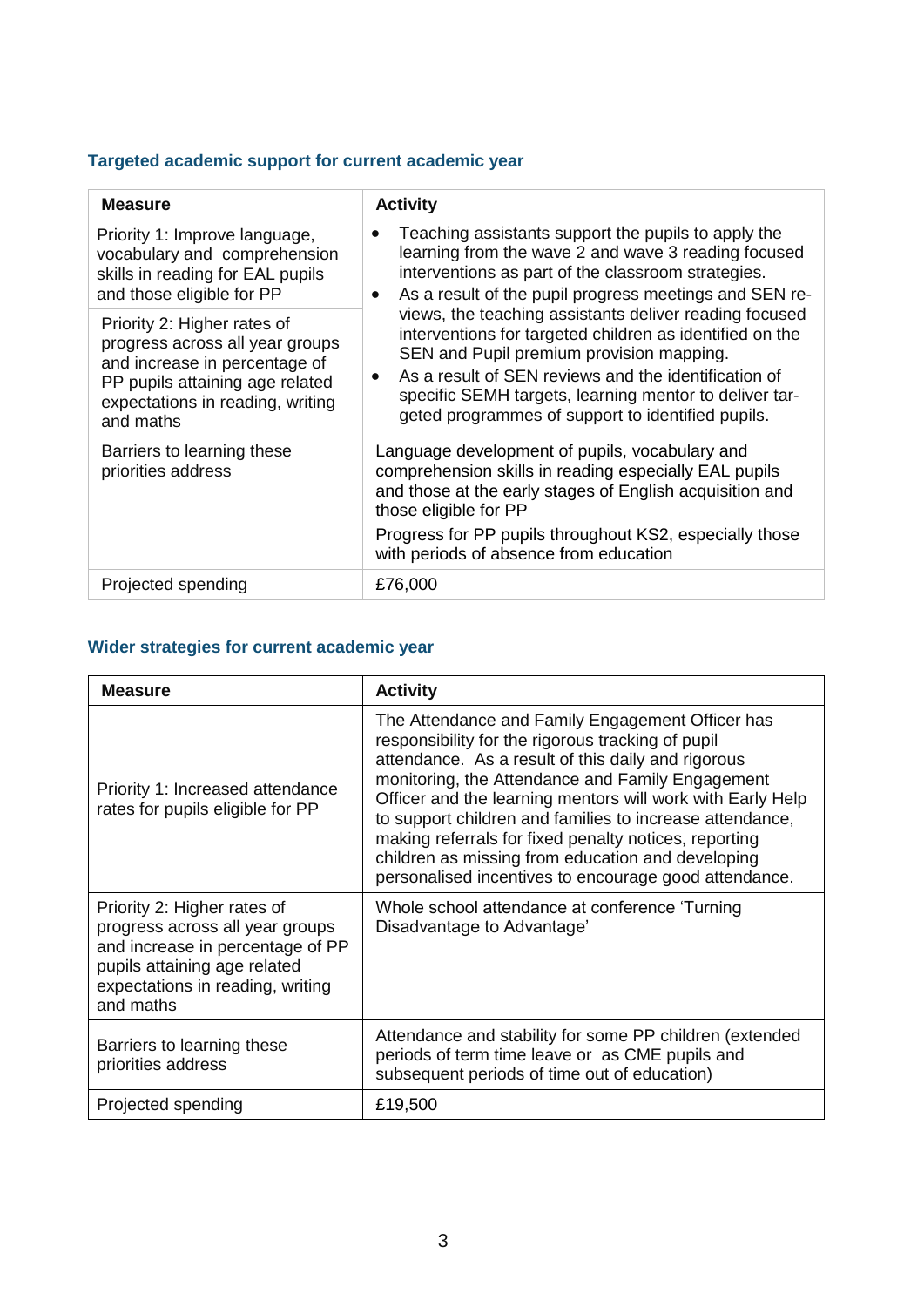### Targeted academic support for current academic year

| Measure | Activity |
|---|---|
| Priority 1: Improve language, vocabulary and comprehension skills in reading for EAL pupils and those eligible for PP | • Teaching assistants support the pupils to apply the learning from the wave 2 and wave 3 reading focused interventions as part of the classroom strategies.<br>• As a result of the pupil progress meetings and SEN reviews, the teaching assistants deliver reading focused interventions for targeted children as identified on the SEN and Pupil premium provision mapping.<br>• As a result of SEN reviews and the identification of specific SEMH targets, learning mentor to deliver targeted programmes of support to identified pupils. |
| Priority 2: Higher rates of progress across all year groups and increase in percentage of PP pupils attaining age related expectations in reading, writing and maths | |
| Barriers to learning these priorities address | Language development of pupils, vocabulary and comprehension skills in reading especially EAL pupils and those at the early stages of English acquisition and those eligible for PP<br>Progress for PP pupils throughout KS2, especially those with periods of absence from education |
| Projected spending | £76,000 |

### Wider strategies for current academic year

| Measure | Activity |
|---|---|
| Priority 1: Increased attendance rates for pupils eligible for PP | The Attendance and Family Engagement Officer has responsibility for the rigorous tracking of pupil attendance. As a result of this daily and rigorous monitoring, the Attendance and Family Engagement Officer and the learning mentors will work with Early Help to support children and families to increase attendance, making referrals for fixed penalty notices, reporting children as missing from education and developing personalised incentives to encourage good attendance. |
| Priority 2: Higher rates of progress across all year groups and increase in percentage of PP pupils attaining age related expectations in reading, writing and maths | Whole school attendance at conference 'Turning Disadvantage to Advantage' |
| Barriers to learning these priorities address | Attendance and stability for some PP children (extended periods of term time leave or as CME pupils and subsequent periods of time out of education) |
| Projected spending | £19,500 |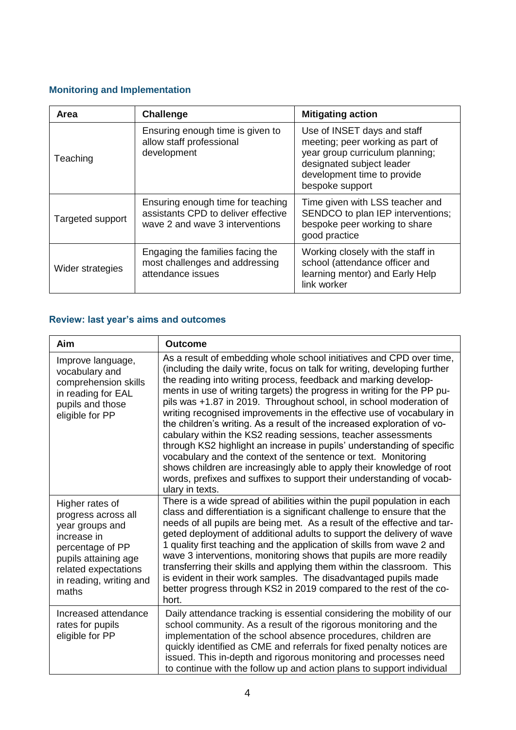### Monitoring and Implementation

| Area | Challenge | Mitigating action |
|---|---|---|
| Teaching | Ensuring enough time is given to allow staff professional development | Use of INSET days and staff meeting; peer working as part of year group curriculum planning; designated subject leader development time to provide bespoke support |
| Targeted support | Ensuring enough time for teaching assistants CPD to deliver effective wave 2 and wave 3 interventions | Time given with LSS teacher and SENDCO to plan IEP interventions; bespoke peer working to share good practice |
| Wider strategies | Engaging the families facing the most challenges and addressing attendance issues | Working closely with the staff in school (attendance officer and learning mentor) and Early Help link worker |

### Review: last year's aims and outcomes

| Aim | Outcome |
|---|---|
| Improve language, vocabulary and comprehension skills in reading for EAL pupils and those eligible for PP | As a result of embedding whole school initiatives and CPD over time, (including the daily write, focus on talk for writing, developing further the reading into writing process, feedback and marking developments in use of writing targets) the progress in writing for the PP pupils was +1.87 in 2019. Throughout school, in school moderation of writing recognised improvements in the effective use of vocabulary in the children's writing. As a result of the increased exploration of vocabulary within the KS2 reading sessions, teacher assessments through KS2 highlight an increase in pupils' understanding of specific vocabulary and the context of the sentence or text. Monitoring shows children are increasingly able to apply their knowledge of root words, prefixes and suffixes to support their understanding of vocabulary in texts. |
| Higher rates of progress across all year groups and increase in percentage of PP pupils attaining age related expectations in reading, writing and maths | There is a wide spread of abilities within the pupil population in each class and differentiation is a significant challenge to ensure that the needs of all pupils are being met. As a result of the effective and targeted deployment of additional adults to support the delivery of wave 1 quality first teaching and the application of skills from wave 2 and wave 3 interventions, monitoring shows that pupils are more readily transferring their skills and applying them within the classroom. This is evident in their work samples. The disadvantaged pupils made better progress through KS2 in 2019 compared to the rest of the cohort. |
| Increased attendance rates for pupils eligible for PP | Daily attendance tracking is essential considering the mobility of our school community. As a result of the rigorous monitoring and the implementation of the school absence procedures, children are quickly identified as CME and referrals for fixed penalty notices are issued. This in-depth and rigorous monitoring and processes need to continue with the follow up and action plans to support individual |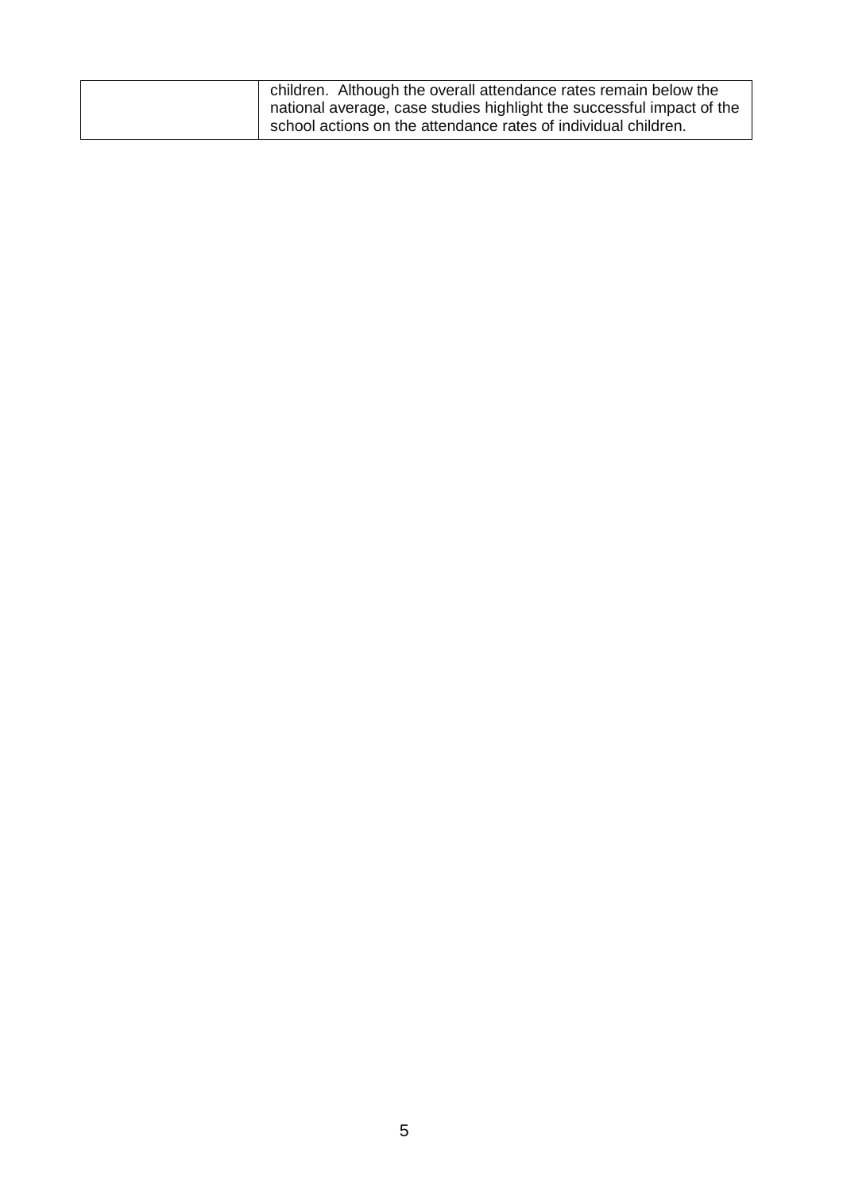| | |
|---|---|
| | children. Although the overall attendance rates remain below the national average, case studies highlight the successful impact of the school actions on the attendance rates of individual children. |